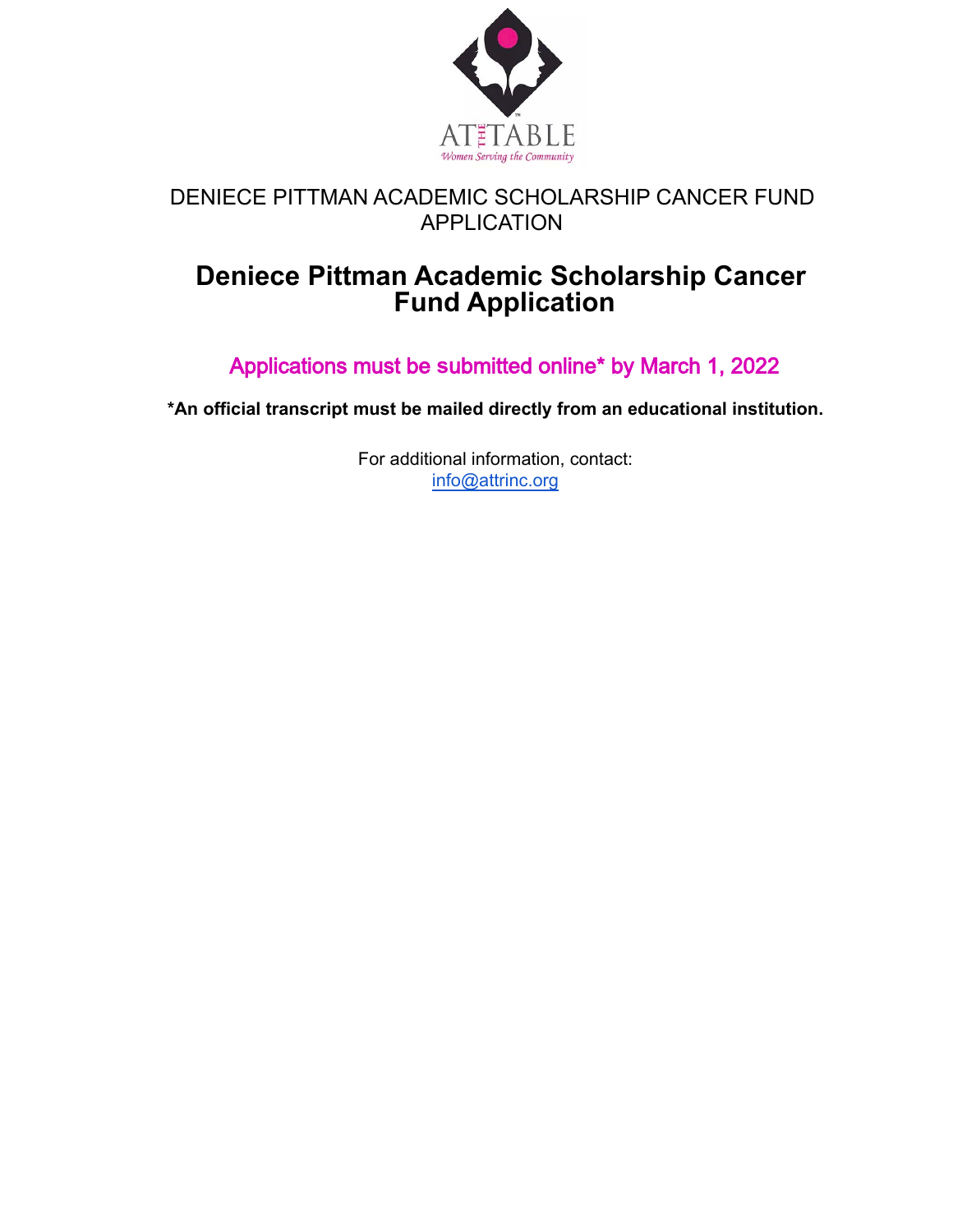AT THE TABLE
*Women Serving the Community*

DENIECE PITTMAN ACADEMIC SCHOLARSHIP CANCER FUND APPLICATION

# Deniece Pittman Academic Scholarship Cancer Fund Application

Applications must be submitted online* by March 1, 2022

**\*An official transcript must be mailed directly from an educational institution.**

For additional information, contact:
info@attrinc.org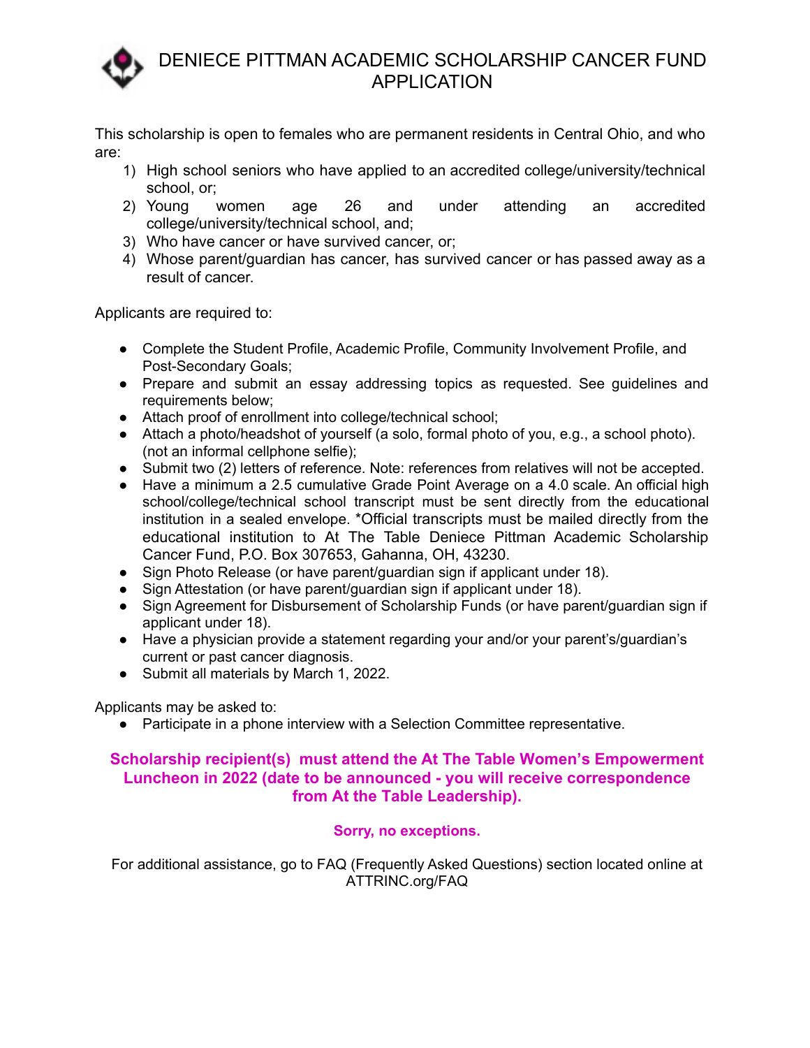# DENIECE PITTMAN ACADEMIC SCHOLARSHIP CANCER FUND APPLICATION

This scholarship is open to females who are permanent residents in Central Ohio, and who are:

1) High school seniors who have applied to an accredited college/university/technical school, or;
2) Young women age 26 and under attending an accredited college/university/technical school, and;
3) Who have cancer or have survived cancer, or;
4) Whose parent/guardian has cancer, has survived cancer or has passed away as a result of cancer.

Applicants are required to:

- Complete the Student Profile, Academic Profile, Community Involvement Profile, and Post-Secondary Goals;
- Prepare and submit an essay addressing topics as requested. See guidelines and requirements below;
- Attach proof of enrollment into college/technical school;
- Attach a photo/headshot of yourself (a solo, formal photo of you, e.g., a school photo). (not an informal cellphone selfie);
- Submit two (2) letters of reference. Note: references from relatives will not be accepted.
- Have a minimum a 2.5 cumulative Grade Point Average on a 4.0 scale. An official high school/college/technical school transcript must be sent directly from the educational institution in a sealed envelope. *Official transcripts must be mailed directly from the educational institution to At The Table Deniece Pittman Academic Scholarship Cancer Fund, P.O. Box 307653, Gahanna, OH, 43230.
- Sign Photo Release (or have parent/guardian sign if applicant under 18).
- Sign Attestation (or have parent/guardian sign if applicant under 18).
- Sign Agreement for Disbursement of Scholarship Funds (or have parent/guardian sign if applicant under 18).
- Have a physician provide a statement regarding your and/or your parent's/guardian's current or past cancer diagnosis.
- Submit all materials by March 1, 2022.

Applicants may be asked to:

- Participate in a phone interview with a Selection Committee representative.

**Scholarship recipient(s) must attend the At The Table Women's Empowerment Luncheon in 2022 (date to be announced - you will receive correspondence from At the Table Leadership).**

**Sorry, no exceptions.**

For additional assistance, go to FAQ (Frequently Asked Questions) section located online at ATTRINC.org/FAQ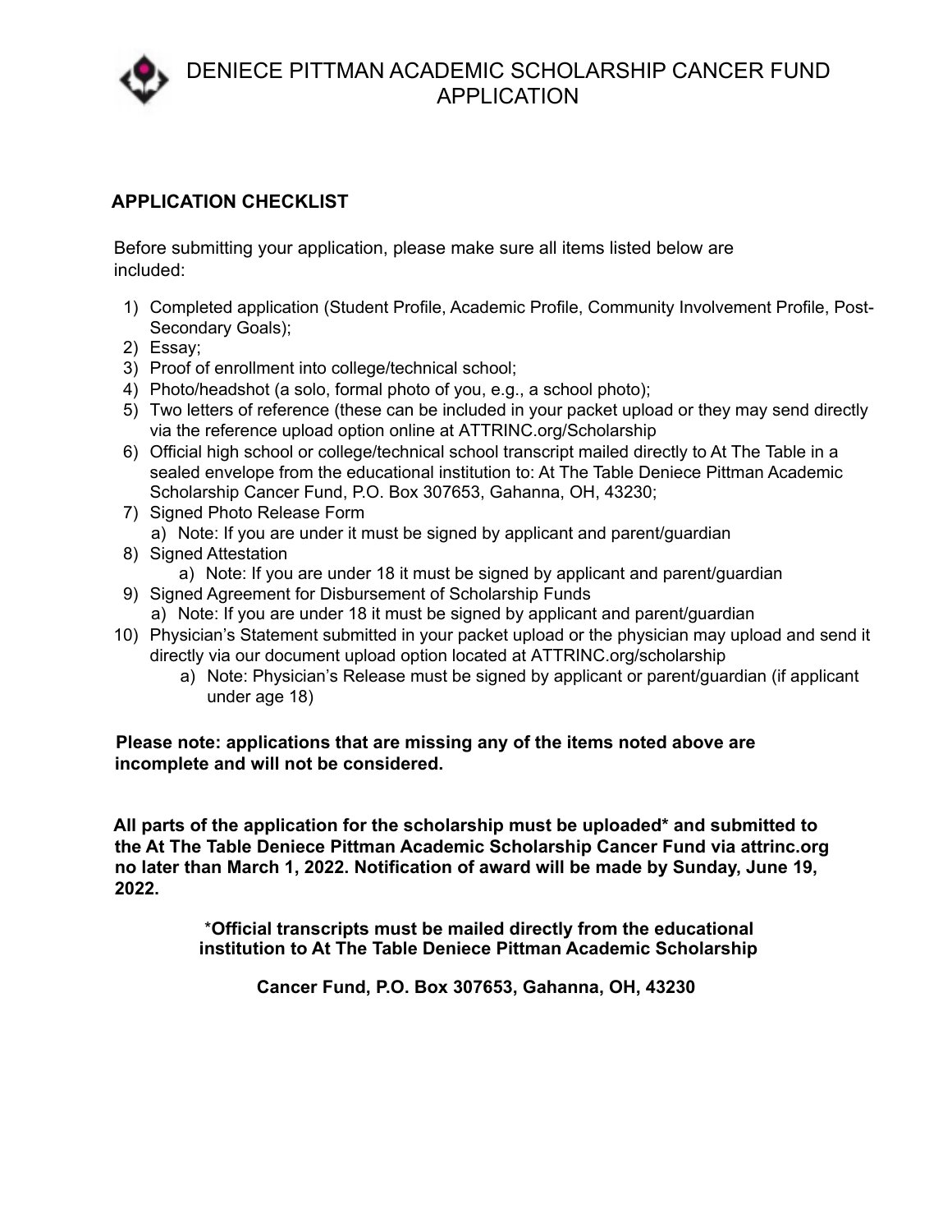# DENIECE PITTMAN ACADEMIC SCHOLARSHIP CANCER FUND APPLICATION

## APPLICATION CHECKLIST

Before submitting your application, please make sure all items listed below are included:

1) Completed application (Student Profile, Academic Profile, Community Involvement Profile, Post-Secondary Goals);
2) Essay;
3) Proof of enrollment into college/technical school;
4) Photo/headshot (a solo, formal photo of you, e.g., a school photo);
5) Two letters of reference (these can be included in your packet upload or they may send directly via the reference upload option online at ATTRINC.org/Scholarship
6) Official high school or college/technical school transcript mailed directly to At The Table in a sealed envelope from the educational institution to: At The Table Deniece Pittman Academic Scholarship Cancer Fund, P.O. Box 307653, Gahanna, OH, 43230;
7) Signed Photo Release Form
   a) Note: If you are under it must be signed by applicant and parent/guardian
8) Signed Attestation
   a) Note: If you are under 18 it must be signed by applicant and parent/guardian
9) Signed Agreement for Disbursement of Scholarship Funds
   a) Note: If you are under 18 it must be signed by applicant and parent/guardian
10) Physician's Statement submitted in your packet upload or the physician may upload and send it directly via our document upload option located at ATTRINC.org/scholarship
    a) Note: Physician's Release must be signed by applicant or parent/guardian (if applicant under age 18)

**Please note: applications that are missing any of the items noted above are incomplete and will not be considered.**

**All parts of the application for the scholarship must be uploaded* and submitted to the At The Table Deniece Pittman Academic Scholarship Cancer Fund via attrinc.org no later than March 1, 2022. Notification of award will be made by Sunday, June 19, 2022.**

**\*Official transcripts must be mailed directly from the educational institution to At The Table Deniece Pittman Academic Scholarship**

**Cancer Fund, P.O. Box 307653, Gahanna, OH, 43230**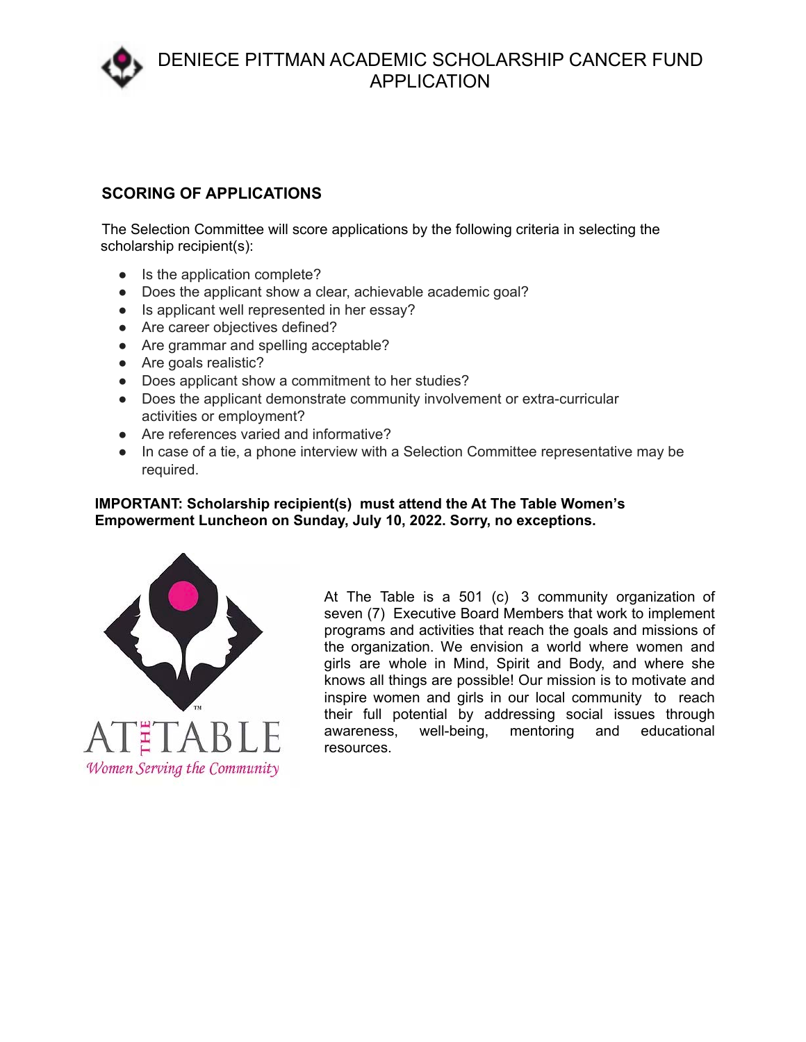# DENIECE PITTMAN ACADEMIC SCHOLARSHIP CANCER FUND APPLICATION

## SCORING OF APPLICATIONS

The Selection Committee will score applications by the following criteria in selecting the scholarship recipient(s):

- Is the application complete?
- Does the applicant show a clear, achievable academic goal?
- Is applicant well represented in her essay?
- Are career objectives defined?
- Are grammar and spelling acceptable?
- Are goals realistic?
- Does applicant show a commitment to her studies?
- Does the applicant demonstrate community involvement or extra-curricular activities or employment?
- Are references varied and informative?
- In case of a tie, a phone interview with a Selection Committee representative may be required.

**IMPORTANT: Scholarship recipient(s) must attend the At The Table Women's Empowerment Luncheon on Sunday, July 10, 2022. Sorry, no exceptions.**

AT THE TABLE™

*Women Serving the Community*

At The Table is a 501 (c) 3 community organization of seven (7) Executive Board Members that work to implement programs and activities that reach the goals and missions of the organization. We envision a world where women and girls are whole in Mind, Spirit and Body, and where she knows all things are possible! Our mission is to motivate and inspire women and girls in our local community to reach their full potential by addressing social issues through awareness, well-being, mentoring and educational resources.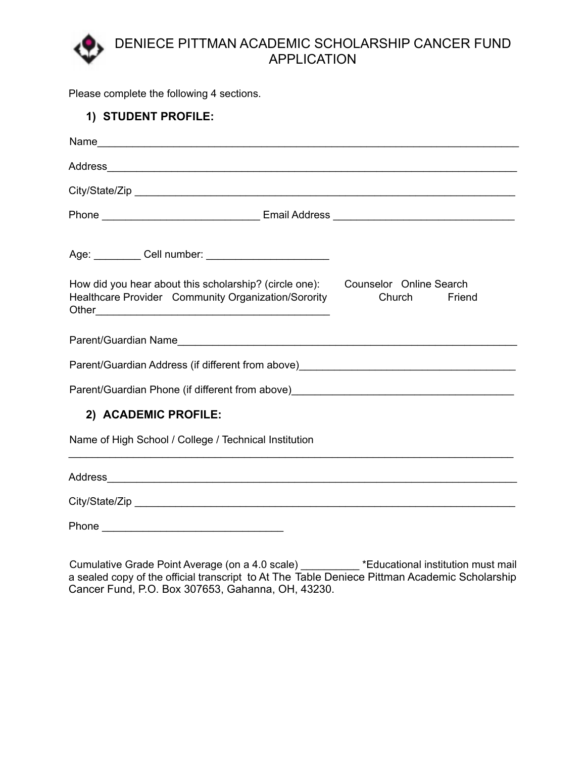# DENIECE PITTMAN ACADEMIC SCHOLARSHIP CANCER FUND APPLICATION

Please complete the following 4 sections.

### 1) STUDENT PROFILE:

Name_______________________________________________________________________

Address_____________________________________________________________________

City/State/Zip ______________________________________________________________

Phone ___________________________ Email Address _______________________________

Age: ________ Cell number: _____________________

How did you hear about this scholarship? (circle one): Counselor Online Search Healthcare Provider Community Organization/Sorority Church Friend Other________________________________________

Parent/Guardian Name___________________________________________________________

Parent/Guardian Address (if different from above)____________________________________

Parent/Guardian Phone (if different from above)_____________________________________

### 2) ACADEMIC PROFILE:

Name of High School / College / Technical Institution

_______________________________________________________________________________

Address_____________________________________________________________________

City/State/Zip ______________________________________________________________

Phone _______________________________

Cumulative Grade Point Average (on a 4.0 scale) __________ *Educational institution must mail a sealed copy of the official transcript to At The Table Deniece Pittman Academic Scholarship Cancer Fund, P.O. Box 307653, Gahanna, OH, 43230.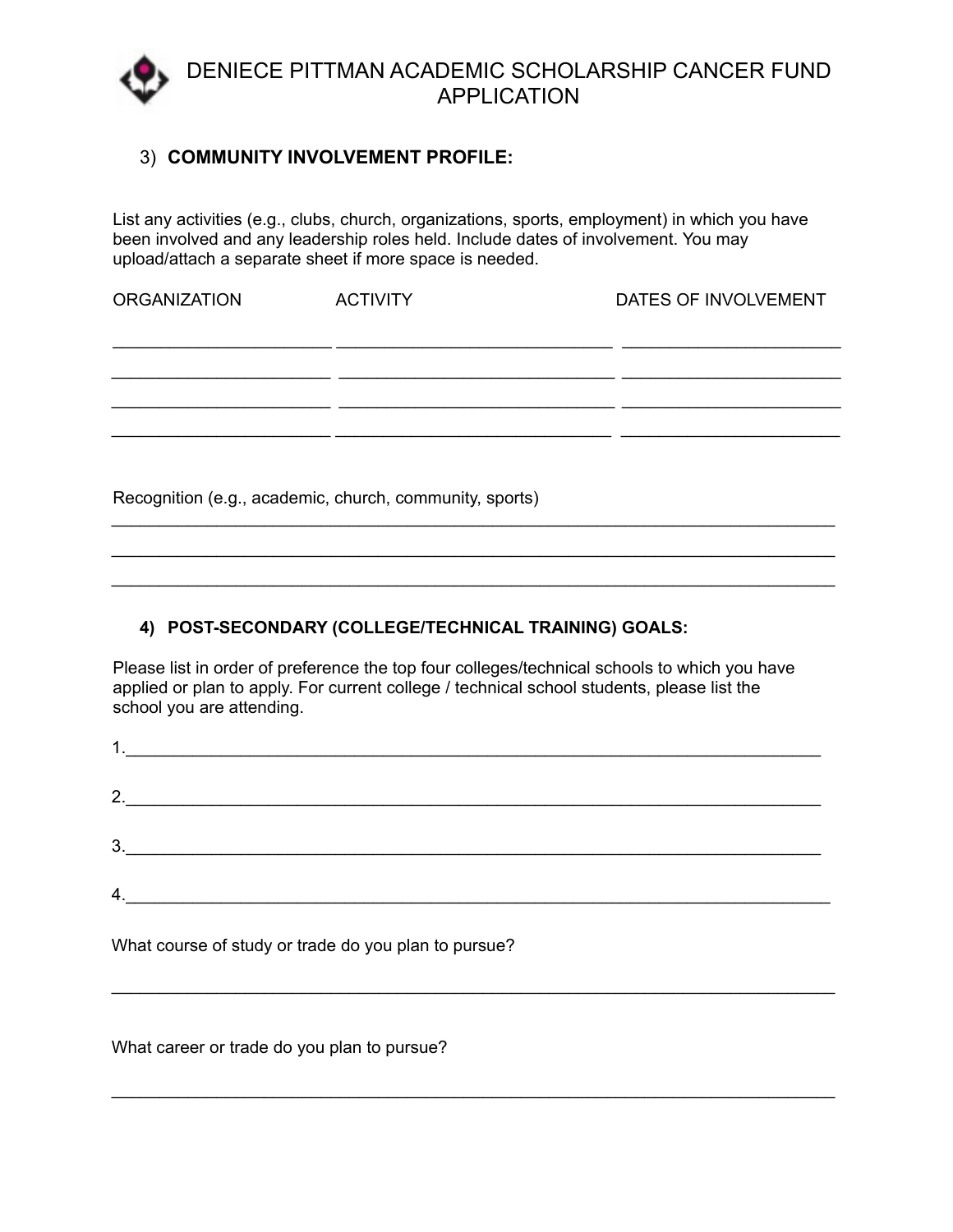# DENIECE PITTMAN ACADEMIC SCHOLARSHIP CANCER FUND APPLICATION

## 3) COMMUNITY INVOLVEMENT PROFILE:

List any activities (e.g., clubs, church, organizations, sports, employment) in which you have been involved and any leadership roles held. Include dates of involvement. You may upload/attach a separate sheet if more space is needed.

| ORGANIZATION | ACTIVITY | DATES OF INVOLVEMENT |
| --- | --- | --- |
| | | |
| | | |
| | | |
| | | |

Recognition (e.g., academic, church, community, sports)

______________________________________________________________________________

______________________________________________________________________________

______________________________________________________________________________

## 4) POST-SECONDARY (COLLEGE/TECHNICAL TRAINING) GOALS:

Please list in order of preference the top four colleges/technical schools to which you have applied or plan to apply. For current college / technical school students, please list the school you are attending.

1.____________________________________________________________________________

2.____________________________________________________________________________

3.____________________________________________________________________________

4.____________________________________________________________________________

What course of study or trade do you plan to pursue?

______________________________________________________________________________

What career or trade do you plan to pursue?

______________________________________________________________________________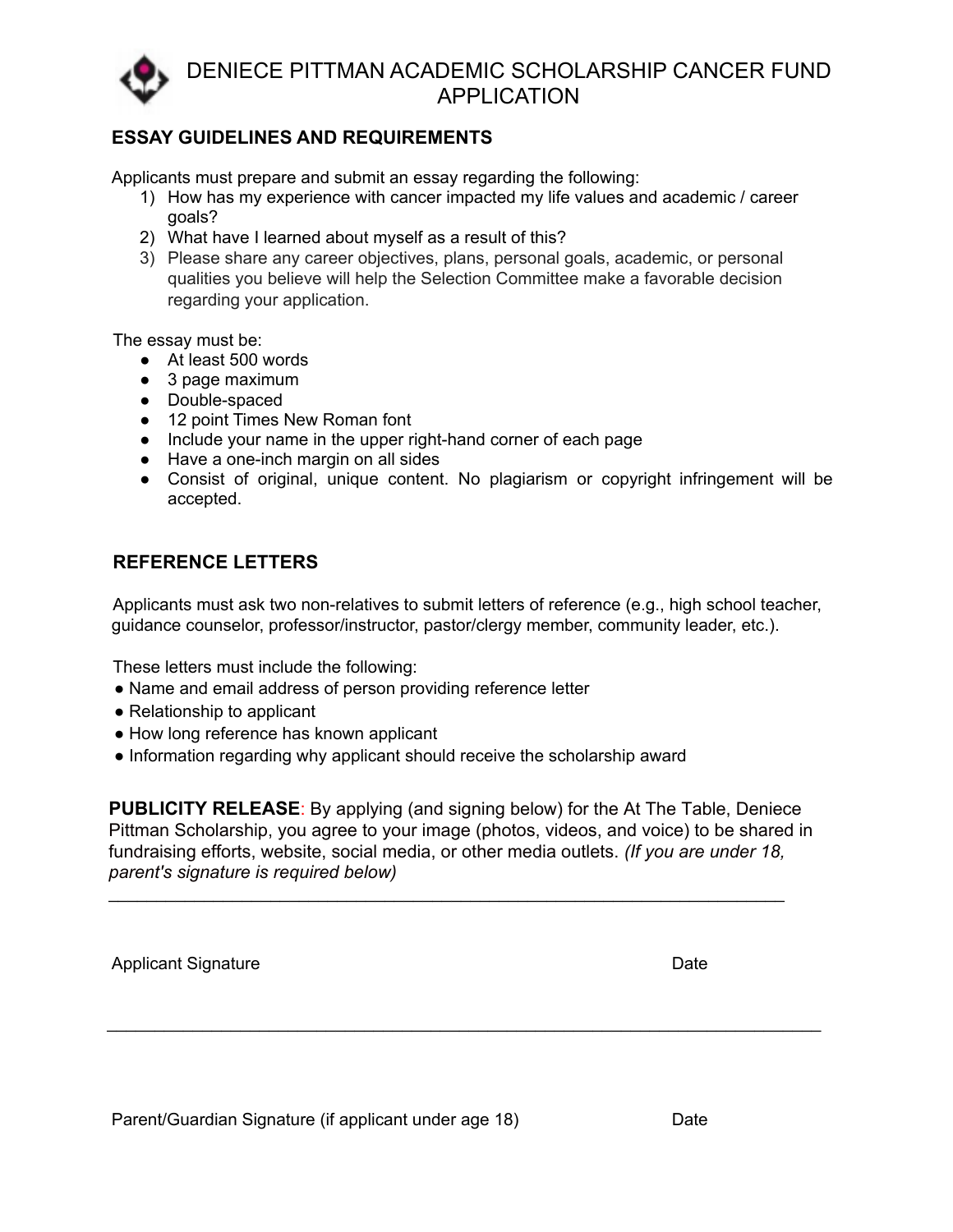# DENIECE PITTMAN ACADEMIC SCHOLARSHIP CANCER FUND APPLICATION

## ESSAY GUIDELINES AND REQUIREMENTS

Applicants must prepare and submit an essay regarding the following:

1) How has my experience with cancer impacted my life values and academic / career goals?
2) What have I learned about myself as a result of this?
3) Please share any career objectives, plans, personal goals, academic, or personal qualities you believe will help the Selection Committee make a favorable decision regarding your application.

The essay must be:

- At least 500 words
- 3 page maximum
- Double-spaced
- 12 point Times New Roman font
- Include your name in the upper right-hand corner of each page
- Have a one-inch margin on all sides
- Consist of original, unique content. No plagiarism or copyright infringement will be accepted.

## REFERENCE LETTERS

Applicants must ask two non-relatives to submit letters of reference (e.g., high school teacher, guidance counselor, professor/instructor, pastor/clergy member, community leader, etc.).

These letters must include the following:

- Name and email address of person providing reference letter
- Relationship to applicant
- How long reference has known applicant
- Information regarding why applicant should receive the scholarship award

**PUBLICITY RELEASE**: By applying (and signing below) for the At The Table, Deniece Pittman Scholarship, you agree to your image (photos, videos, and voice) to be shared in fundraising efforts, website, social media, or other media outlets. *(If you are under 18, parent's signature is required below)*

\_\_\_\_\_\_\_\_\_\_\_\_\_\_\_\_\_\_\_\_\_\_\_\_\_\_\_\_\_\_\_\_\_\_\_\_\_\_\_\_\_\_\_\_\_\_\_\_\_\_\_\_\_\_\_\_\_\_\_\_\_\_\_\_

Applicant Signature Date

\_\_\_\_\_\_\_\_\_\_\_\_\_\_\_\_\_\_\_\_\_\_\_\_\_\_\_\_\_\_\_\_\_\_\_\_\_\_\_\_\_\_\_\_\_\_\_\_\_\_\_\_\_\_\_\_\_\_\_\_\_\_\_\_

Parent/Guardian Signature (if applicant under age 18) Date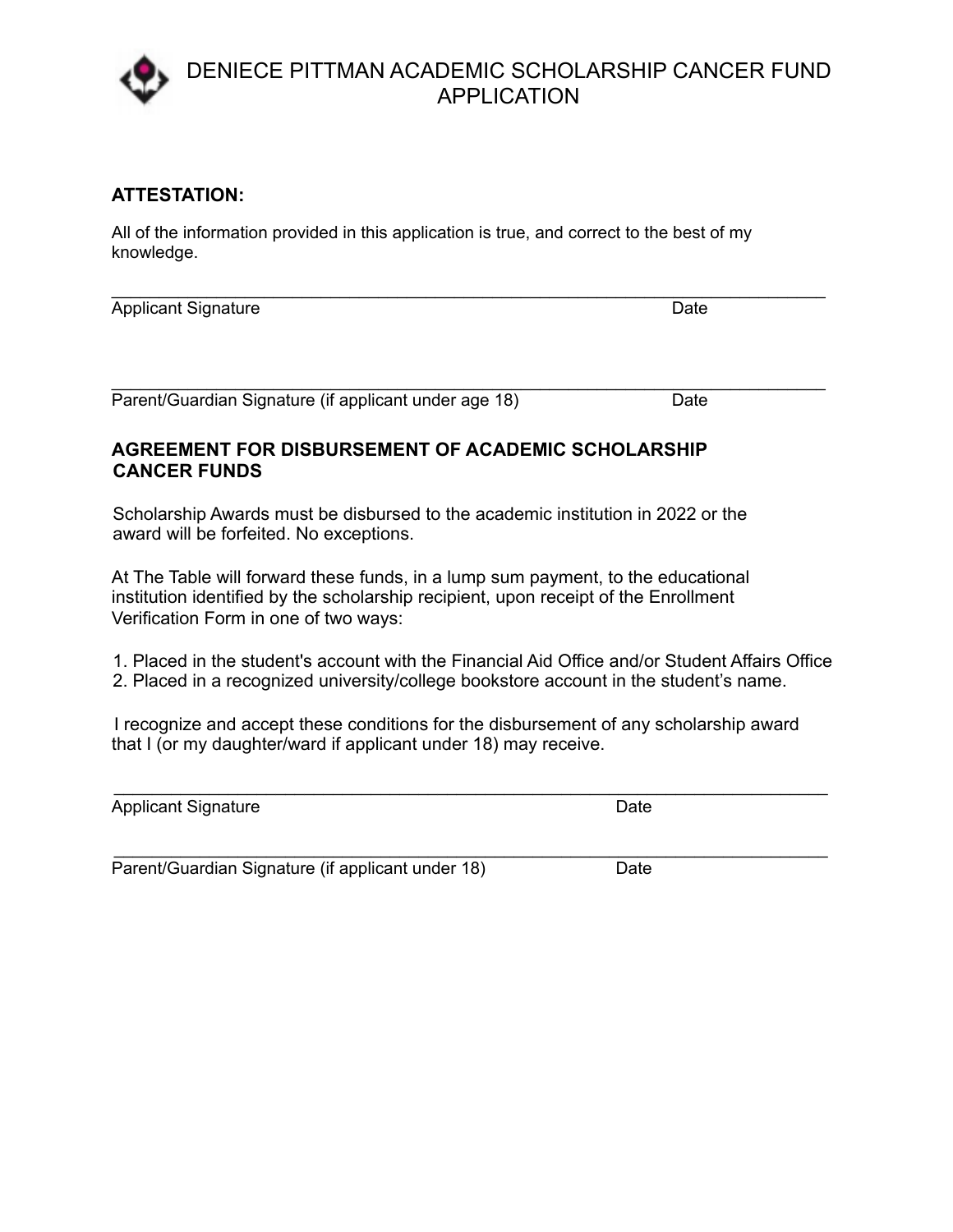# DENIECE PITTMAN ACADEMIC SCHOLARSHIP CANCER FUND APPLICATION

## ATTESTATION:

All of the information provided in this application is true, and correct to the best of my knowledge.

\_\_\_\_\_\_\_\_\_\_\_\_\_\_\_\_\_\_\_\_\_\_\_\_\_\_\_\_\_\_\_\_\_\_\_\_\_\_\_\_\_\_\_\_\_\_\_\_\_\_\_\_\_\_\_\_\_\_\_\_\_\_\_\_\_\_\_\_

Applicant Signature Date

\_\_\_\_\_\_\_\_\_\_\_\_\_\_\_\_\_\_\_\_\_\_\_\_\_\_\_\_\_\_\_\_\_\_\_\_\_\_\_\_\_\_\_\_\_\_\_\_\_\_\_\_\_\_\_\_\_\_\_\_\_\_\_\_\_\_\_\_

Parent/Guardian Signature (if applicant under age 18) Date

## AGREEMENT FOR DISBURSEMENT OF ACADEMIC SCHOLARSHIP CANCER FUNDS

Scholarship Awards must be disbursed to the academic institution in 2022 or the award will be forfeited. No exceptions.

At The Table will forward these funds, in a lump sum payment, to the educational institution identified by the scholarship recipient, upon receipt of the Enrollment Verification Form in one of two ways:

1. Placed in the student's account with the Financial Aid Office and/or Student Affairs Office
2. Placed in a recognized university/college bookstore account in the student's name.

I recognize and accept these conditions for the disbursement of any scholarship award that I (or my daughter/ward if applicant under 18) may receive.

\_\_\_\_\_\_\_\_\_\_\_\_\_\_\_\_\_\_\_\_\_\_\_\_\_\_\_\_\_\_\_\_\_\_\_\_\_\_\_\_\_\_\_\_\_\_\_\_\_\_\_\_\_\_\_\_\_\_\_\_\_\_\_\_\_\_\_\_

Applicant Signature Date

\_\_\_\_\_\_\_\_\_\_\_\_\_\_\_\_\_\_\_\_\_\_\_\_\_\_\_\_\_\_\_\_\_\_\_\_\_\_\_\_\_\_\_\_\_\_\_\_\_\_\_\_\_\_\_\_\_\_\_\_\_\_\_\_\_\_\_\_

Parent/Guardian Signature (if applicant under 18) Date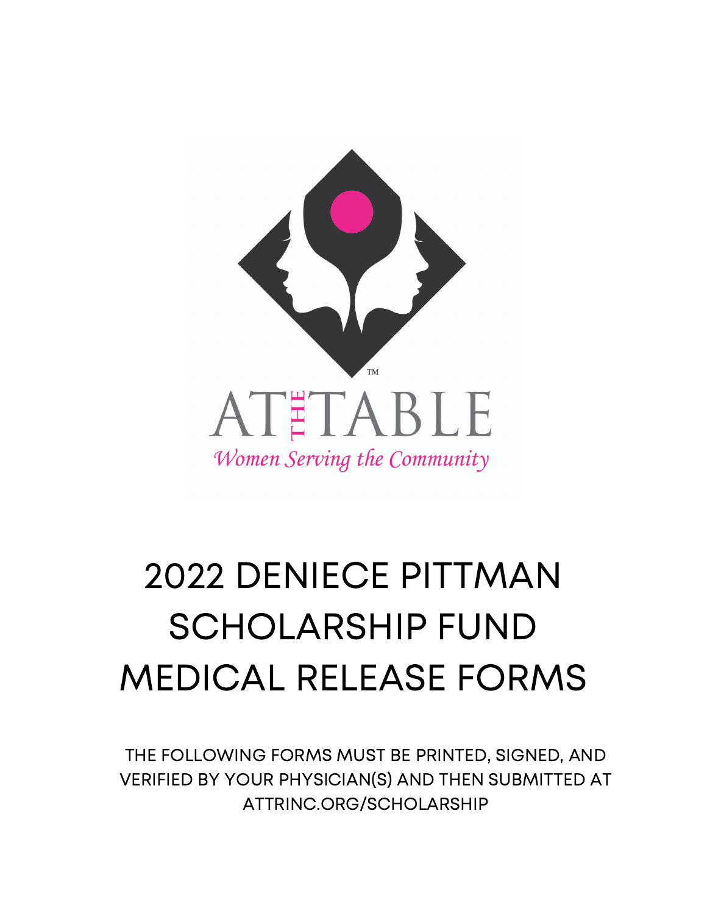# 2022 DENIECE PITTMAN SCHOLARSHIP FUND MEDICAL RELEASE FORMS

THE FOLLOWING FORMS MUST BE PRINTED, SIGNED, AND VERIFIED BY YOUR PHYSICIAN(S) AND THEN SUBMITTED AT ATTRINC.ORG/SCHOLARSHIP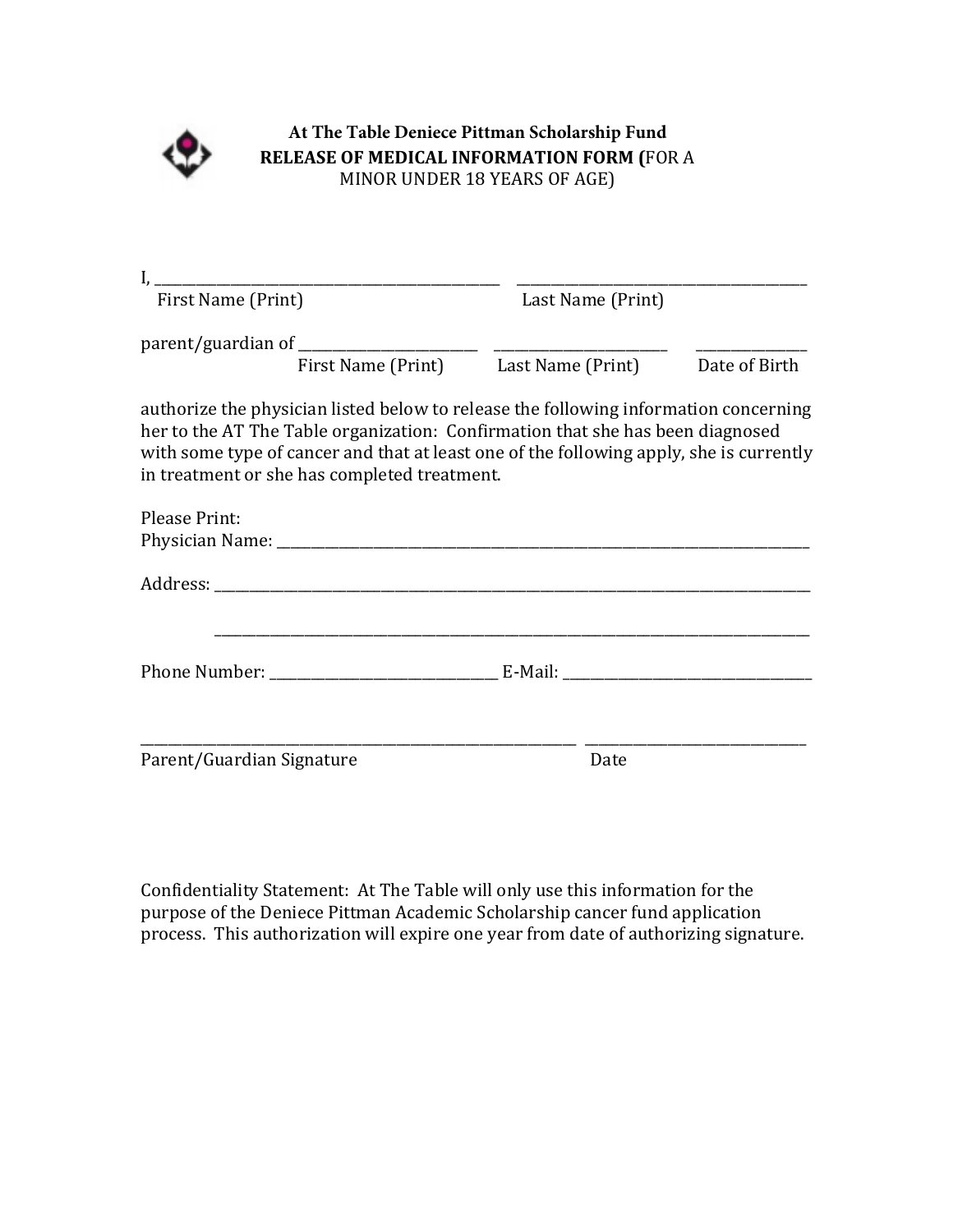**At The Table Deniece Pittman Scholarship Fund**

**RELEASE OF MEDICAL INFORMATION FORM (**FOR A MINOR UNDER 18 YEARS OF AGE)

I, ______________________________________ ______________________________________
First Name (Print) Last Name (Print)

parent/guardian of ______________________ ______________________ ______________
First Name (Print) Last Name (Print) Date of Birth

authorize the physician listed below to release the following information concerning her to the AT The Table organization: Confirmation that she has been diagnosed with some type of cancer and that at least one of the following apply, she is currently in treatment or she has completed treatment.

Please Print:
Physician Name: ______________________________________________________________

Address: ______________________________________________________________

______________________________________________________________

Phone Number: ____________________________ E-Mail: ______________________________

______________________________________________________ ____________________________
Parent/Guardian Signature Date

Confidentiality Statement: At The Table will only use this information for the purpose of the Deniece Pittman Academic Scholarship cancer fund application process. This authorization will expire one year from date of authorizing signature.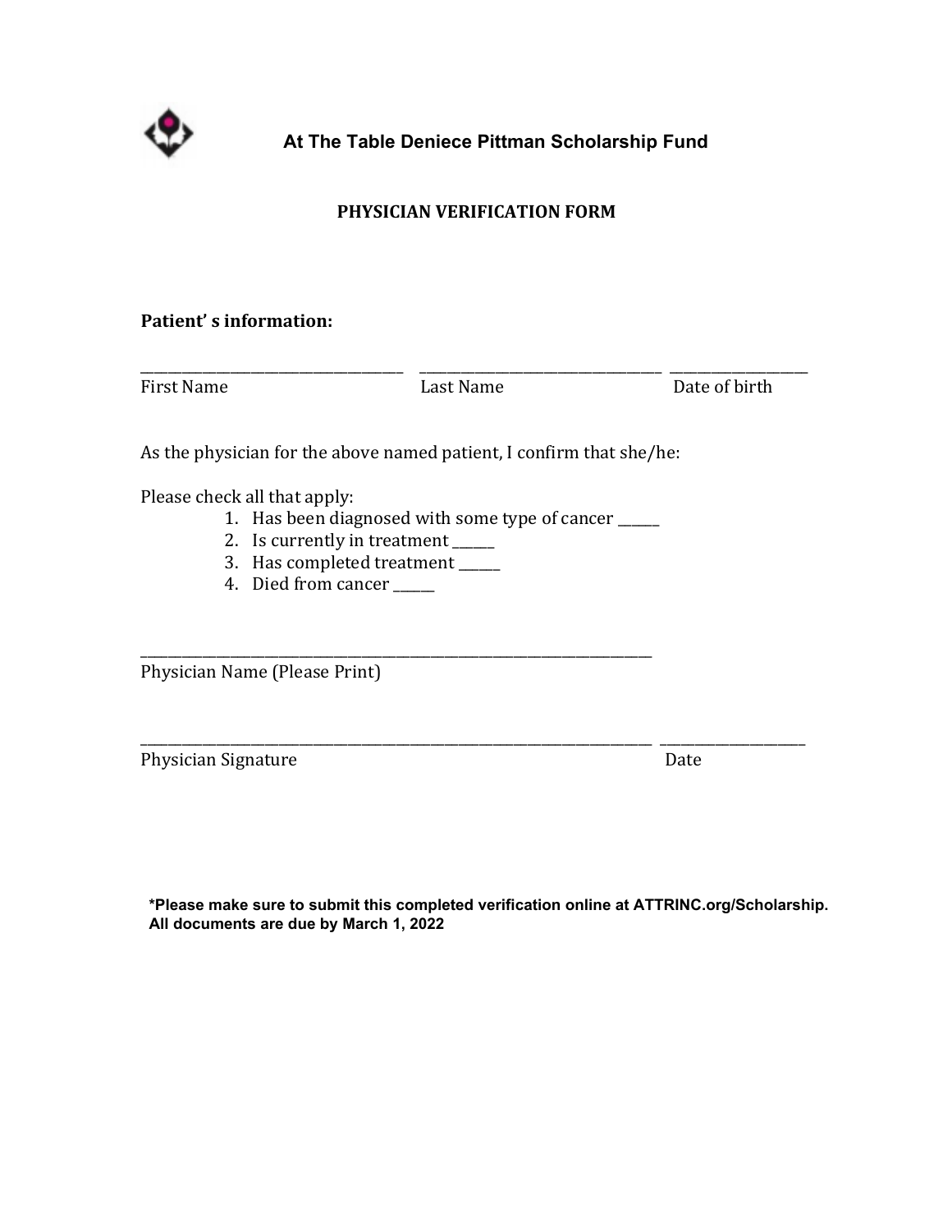# At The Table Deniece Pittman Scholarship Fund

## PHYSICIAN VERIFICATION FORM

**Patient' s information:**

_________________________ _________________________ _______________
First Name Last Name Date of birth

As the physician for the above named patient, I confirm that she/he:

Please check all that apply:

1. Has been diagnosed with some type of cancer _____
2. Is currently in treatment _____
3. Has completed treatment _____
4. Died from cancer _____

_______________________________________________
Physician Name (Please Print)

_______________________________________________ _______________
Physician Signature Date

**\*Please make sure to submit this completed verification online at ATTRINC.org/Scholarship. All documents are due by March 1, 2022**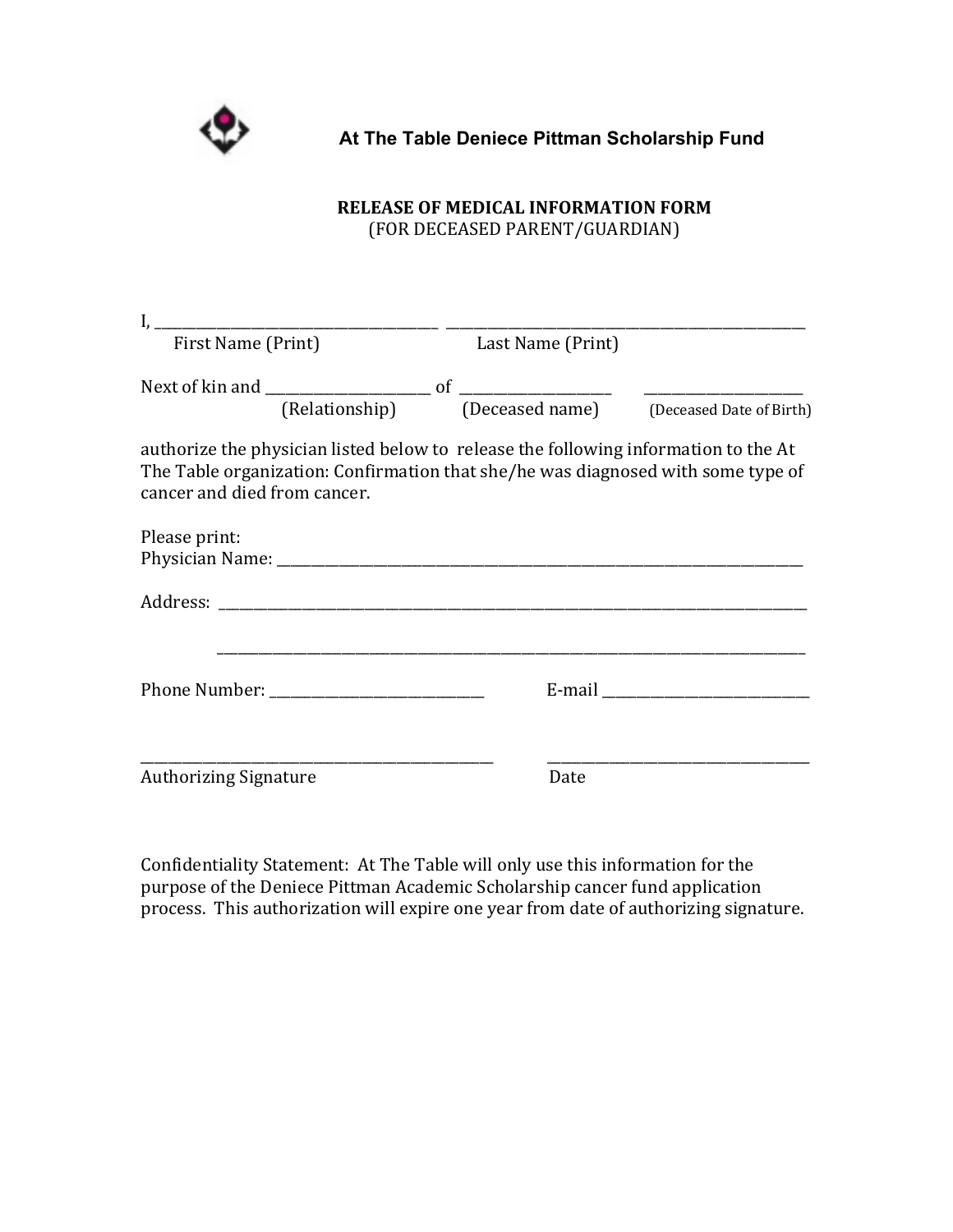**At The Table Deniece Pittman Scholarship Fund**

**RELEASE OF MEDICAL INFORMATION FORM**
(FOR DECEASED PARENT/GUARDIAN)

I, ______________________________ ______________________________
First Name (Print) Last Name (Print)

Next of kin and ____________________ of ____________________ ____________________
(Relationship) (Deceased name) (Deceased Date of Birth)

authorize the physician listed below to release the following information to the At The Table organization: Confirmation that she/he was diagnosed with some type of cancer and died from cancer.

Please print:
Physician Name: ______________________________________________________________

Address: ____________________________________________________________________

____________________________________________________________________

Phone Number: ________________________ E-mail ________________________

________________________________________ ______________________________
Authorizing Signature Date

Confidentiality Statement: At The Table will only use this information for the purpose of the Deniece Pittman Academic Scholarship cancer fund application process. This authorization will expire one year from date of authorizing signature.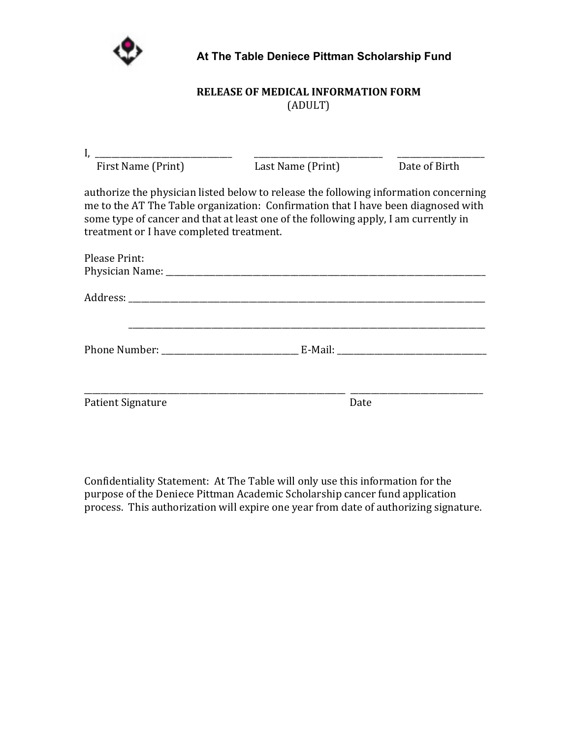## At The Table Deniece Pittman Scholarship Fund

**RELEASE OF MEDICAL INFORMATION FORM**
(ADULT)

I, ______________________________ ______________________________ __________________
First Name (Print) Last Name (Print) Date of Birth

authorize the physician listed below to release the following information concerning me to the AT The Table organization: Confirmation that I have been diagnosed with some type of cancer and that at least one of the following apply, I am currently in treatment or I have completed treatment.

Please Print:
Physician Name: ______________________________________________________________________

Address: _____________________________________________________________________________

_____________________________________________________________________________

Phone Number: ______________________________ E-Mail: ________________________________

______________________________________________________ ______________________________
Patient Signature Date

Confidentiality Statement: At The Table will only use this information for the purpose of the Deniece Pittman Academic Scholarship cancer fund application process. This authorization will expire one year from date of authorizing signature.